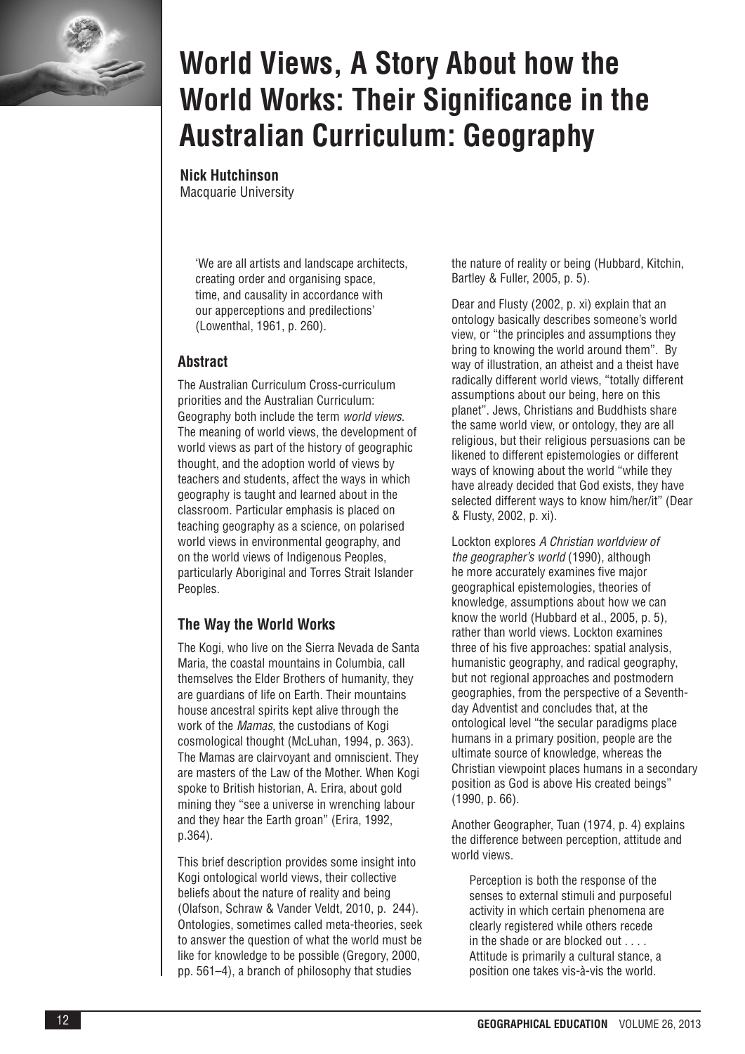# World Views, A Story About how the World Works: Their Significance in the Australian Curriculum: Geography

**Nick Hutchinson**
Macquarie University

> 'We are all artists and landscape architects, creating order and organising space, time, and causality in accordance with our apperceptions and predilections' (Lowenthal, 1961, p. 260).

## Abstract

The Australian Curriculum Cross-curriculum priorities and the Australian Curriculum: Geography both include the term *world views*. The meaning of world views, the development of world views as part of the history of geographic thought, and the adoption world of views by teachers and students, affect the ways in which geography is taught and learned about in the classroom. Particular emphasis is placed on teaching geography as a science, on polarised world views in environmental geography, and on the world views of Indigenous Peoples, particularly Aboriginal and Torres Strait Islander Peoples.

## The Way the World Works

The Kogi, who live on the Sierra Nevada de Santa Maria, the coastal mountains in Columbia, call themselves the Elder Brothers of humanity, they are guardians of life on Earth. Their mountains house ancestral spirits kept alive through the work of the *Mamas,* the custodians of Kogi cosmological thought (McLuhan, 1994, p. 363). The Mamas are clairvoyant and omniscient. They are masters of the Law of the Mother. When Kogi spoke to British historian, A. Erira, about gold mining they "see a universe in wrenching labour and they hear the Earth groan" (Erira, 1992, p.364).

This brief description provides some insight into Kogi ontological world views, their collective beliefs about the nature of reality and being (Olafson, Schraw & Vander Veldt, 2010, p. 244). Ontologies, sometimes called meta-theories, seek to answer the question of what the world must be like for knowledge to be possible (Gregory, 2000, pp. 561–4), a branch of philosophy that studies the nature of reality or being (Hubbard, Kitchin, Bartley & Fuller, 2005, p. 5).

Dear and Flusty (2002, p. xi) explain that an ontology basically describes someone's world view, or "the principles and assumptions they bring to knowing the world around them". By way of illustration, an atheist and a theist have radically different world views, "totally different assumptions about our being, here on this planet". Jews, Christians and Buddhists share the same world view, or ontology, they are all religious, but their religious persuasions can be likened to different epistemologies or different ways of knowing about the world "while they have already decided that God exists, they have selected different ways to know him/her/it" (Dear & Flusty, 2002, p. xi).

Lockton explores *A Christian worldview of the geographer's world* (1990), although he more accurately examines five major geographical epistemologies, theories of knowledge, assumptions about how we can know the world (Hubbard et al., 2005, p. 5), rather than world views. Lockton examines three of his five approaches: spatial analysis, humanistic geography, and radical geography, but not regional approaches and postmodern geographies, from the perspective of a Seventh-day Adventist and concludes that, at the ontological level "the secular paradigms place humans in a primary position, people are the ultimate source of knowledge, whereas the Christian viewpoint places humans in a secondary position as God is above His created beings" (1990, p. 66).

Another Geographer, Tuan (1974, p. 4) explains the difference between perception, attitude and world views.

> Perception is both the response of the senses to external stimuli and purposeful activity in which certain phenomena are clearly registered while others recede in the shade or are blocked out . . . . Attitude is primarily a cultural stance, a position one takes vis-à-vis the world.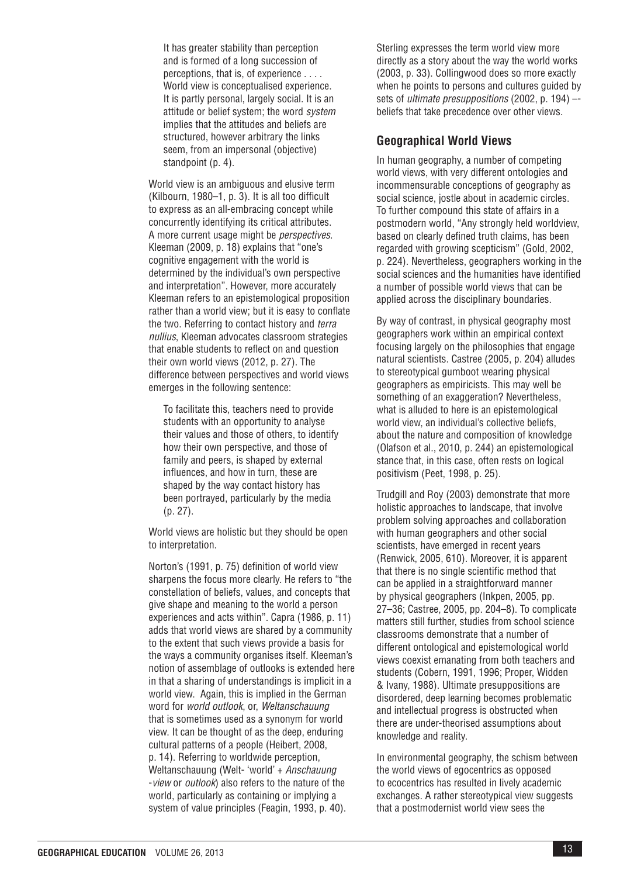> It has greater stability than perception and is formed of a long succession of perceptions, that is, of experience . . . . World view is conceptualised experience. It is partly personal, largely social. It is an attitude or belief system; the word *system* implies that the attitudes and beliefs are structured, however arbitrary the links seem, from an impersonal (objective) standpoint (p. 4).

World view is an ambiguous and elusive term (Kilbourn, 1980–1, p. 3). It is all too difficult to express as an all-embracing concept while concurrently identifying its critical attributes. A more current usage might be *perspectives*. Kleeman (2009, p. 18) explains that "one's cognitive engagement with the world is determined by the individual's own perspective and interpretation". However, more accurately Kleeman refers to an epistemological proposition rather than a world view; but it is easy to conflate the two. Referring to contact history and *terra nullius*, Kleeman advocates classroom strategies that enable students to reflect on and question their own world views (2012, p. 27). The difference between perspectives and world views emerges in the following sentence:

> To facilitate this, teachers need to provide students with an opportunity to analyse their values and those of others, to identify how their own perspective, and those of family and peers, is shaped by external influences, and how in turn, these are shaped by the way contact history has been portrayed, particularly by the media (p. 27).

World views are holistic but they should be open to interpretation.

Norton's (1991, p. 75) definition of world view sharpens the focus more clearly. He refers to "the constellation of beliefs, values, and concepts that give shape and meaning to the world a person experiences and acts within". Capra (1986, p. 11) adds that world views are shared by a community to the extent that such views provide a basis for the ways a community organises itself. Kleeman's notion of assemblage of outlooks is extended here in that a sharing of understandings is implicit in a world view. Again, this is implied in the German word for *world outlook*, or, *Weltanschauung* that is sometimes used as a synonym for world view. It can be thought of as the deep, enduring cultural patterns of a people (Heibert, 2008, p. 14). Referring to worldwide perception, Weltanschauung (Welt- 'world' + *Anschauung -view* or *outlook*) also refers to the nature of the world, particularly as containing or implying a system of value principles (Feagin, 1993, p. 40).

Sterling expresses the term world view more directly as a story about the way the world works (2003, p. 33). Collingwood does so more exactly when he points to persons and cultures guided by sets of *ultimate presuppositions* (2002, p. 194) –- beliefs that take precedence over other views.

## Geographical World Views

In human geography, a number of competing world views, with very different ontologies and incommensurable conceptions of geography as social science, jostle about in academic circles. To further compound this state of affairs in a postmodern world, "Any strongly held worldview, based on clearly defined truth claims, has been regarded with growing scepticism" (Gold, 2002, p. 224). Nevertheless, geographers working in the social sciences and the humanities have identified a number of possible world views that can be applied across the disciplinary boundaries.

By way of contrast, in physical geography most geographers work within an empirical context focusing largely on the philosophies that engage natural scientists. Castree (2005, p. 204) alludes to stereotypical gumboot wearing physical geographers as empiricists. This may well be something of an exaggeration? Nevertheless, what is alluded to here is an epistemological world view, an individual's collective beliefs, about the nature and composition of knowledge (Olafson et al., 2010, p. 244) an epistemological stance that, in this case, often rests on logical positivism (Peet, 1998, p. 25).

Trudgill and Roy (2003) demonstrate that more holistic approaches to landscape, that involve problem solving approaches and collaboration with human geographers and other social scientists, have emerged in recent years (Renwick, 2005, 610). Moreover, it is apparent that there is no single scientific method that can be applied in a straightforward manner by physical geographers (Inkpen, 2005, pp. 27–36; Castree, 2005, pp. 204–8). To complicate matters still further, studies from school science classrooms demonstrate that a number of different ontological and epistemological world views coexist emanating from both teachers and students (Cobern, 1991, 1996; Proper, Widden & Ivany, 1988). Ultimate presuppositions are disordered, deep learning becomes problematic and intellectual progress is obstructed when there are under-theorised assumptions about knowledge and reality.

In environmental geography, the schism between the world views of egocentrics as opposed to ecocentrics has resulted in lively academic exchanges. A rather stereotypical view suggests that a postmodernist world view sees the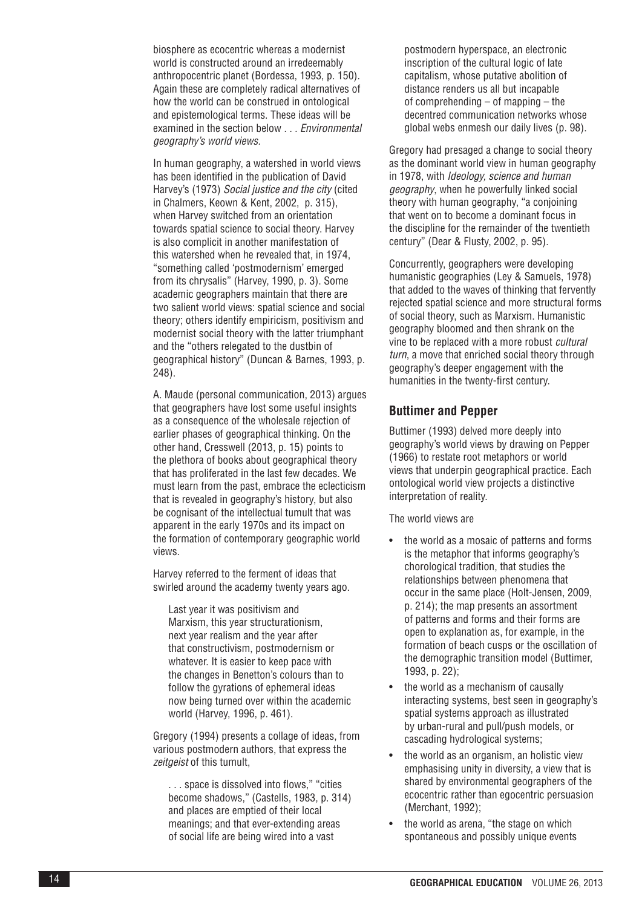biosphere as ecocentric whereas a modernist world is constructed around an irredeemably anthropocentric planet (Bordessa, 1993, p. 150). Again these are completely radical alternatives of how the world can be construed in ontological and epistemological terms. These ideas will be examined in the section below . . . *Environmental geography's world views.*

In human geography, a watershed in world views has been identified in the publication of David Harvey's (1973) *Social justice and the city* (cited in Chalmers, Keown & Kent, 2002, p. 315), when Harvey switched from an orientation towards spatial science to social theory. Harvey is also complicit in another manifestation of this watershed when he revealed that, in 1974, "something called 'postmodernism' emerged from its chrysalis" (Harvey, 1990, p. 3). Some academic geographers maintain that there are two salient world views: spatial science and social theory; others identify empiricism, positivism and modernist social theory with the latter triumphant and the "others relegated to the dustbin of geographical history" (Duncan & Barnes, 1993, p. 248).

A. Maude (personal communication, 2013) argues that geographers have lost some useful insights as a consequence of the wholesale rejection of earlier phases of geographical thinking. On the other hand, Cresswell (2013, p. 15) points to the plethora of books about geographical theory that has proliferated in the last few decades. We must learn from the past, embrace the eclecticism that is revealed in geography's history, but also be cognisant of the intellectual tumult that was apparent in the early 1970s and its impact on the formation of contemporary geographic world views.

Harvey referred to the ferment of ideas that swirled around the academy twenty years ago.

> Last year it was positivism and Marxism, this year structurationism, next year realism and the year after that constructivism, postmodernism or whatever. It is easier to keep pace with the changes in Benetton's colours than to follow the gyrations of ephemeral ideas now being turned over within the academic world (Harvey, 1996, p. 461).

Gregory (1994) presents a collage of ideas, from various postmodern authors, that express the *zeitgeist* of this tumult,

> . . . space is dissolved into flows," "cities become shadows," (Castells, 1983, p. 314) and places are emptied of their local meanings; and that ever-extending areas of social life are being wired into a vast postmodern hyperspace, an electronic inscription of the cultural logic of late capitalism, whose putative abolition of distance renders us all but incapable of comprehending – of mapping – the decentred communication networks whose global webs enmesh our daily lives (p. 98).

Gregory had presaged a change to social theory as the dominant world view in human geography in 1978, with *Ideology, science and human geography*, when he powerfully linked social theory with human geography, "a conjoining that went on to become a dominant focus in the discipline for the remainder of the twentieth century" (Dear & Flusty, 2002, p. 95).

Concurrently, geographers were developing humanistic geographies (Ley & Samuels, 1978) that added to the waves of thinking that fervently rejected spatial science and more structural forms of social theory, such as Marxism. Humanistic geography bloomed and then shrank on the vine to be replaced with a more robust *cultural turn*, a move that enriched social theory through geography's deeper engagement with the humanities in the twenty-first century.

## Buttimer and Pepper

Buttimer (1993) delved more deeply into geography's world views by drawing on Pepper (1966) to restate root metaphors or world views that underpin geographical practice. Each ontological world view projects a distinctive interpretation of reality.

The world views are

- the world as a mosaic of patterns and forms is the metaphor that informs geography's chorological tradition, that studies the relationships between phenomena that occur in the same place (Holt-Jensen, 2009, p. 214); the map presents an assortment of patterns and forms and their forms are open to explanation as, for example, in the formation of beach cusps or the oscillation of the demographic transition model (Buttimer, 1993, p. 22);
- the world as a mechanism of causally interacting systems, best seen in geography's spatial systems approach as illustrated by urban-rural and pull/push models, or cascading hydrological systems;
- the world as an organism, an holistic view emphasising unity in diversity, a view that is shared by environmental geographers of the ecocentric rather than egocentric persuasion (Merchant, 1992);
- the world as arena, "the stage on which spontaneous and possibly unique events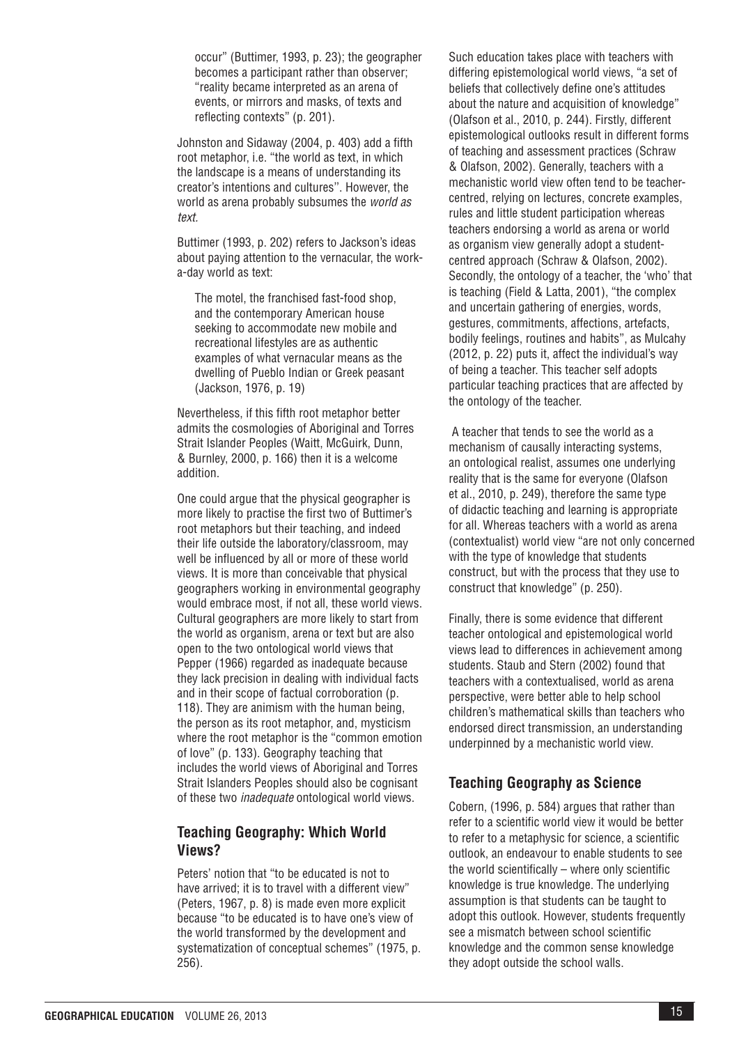> occur" (Buttimer, 1993, p. 23); the geographer becomes a participant rather than observer; "reality became interpreted as an arena of events, or mirrors and masks, of texts and reflecting contexts" (p. 201).

Johnston and Sidaway (2004, p. 403) add a fifth root metaphor, i.e. "the world as text, in which the landscape is a means of understanding its creator's intentions and cultures''. However, the world as arena probably subsumes the *world as text.*

Buttimer (1993, p. 202) refers to Jackson's ideas about paying attention to the vernacular, the work-a-day world as text:

> The motel, the franchised fast-food shop, and the contemporary American house seeking to accommodate new mobile and recreational lifestyles are as authentic examples of what vernacular means as the dwelling of Pueblo Indian or Greek peasant (Jackson, 1976, p. 19)

Nevertheless, if this fifth root metaphor better admits the cosmologies of Aboriginal and Torres Strait Islander Peoples (Waitt, McGuirk, Dunn, & Burnley, 2000, p. 166) then it is a welcome addition.

One could argue that the physical geographer is more likely to practise the first two of Buttimer's root metaphors but their teaching, and indeed their life outside the laboratory/classroom, may well be influenced by all or more of these world views. It is more than conceivable that physical geographers working in environmental geography would embrace most, if not all, these world views. Cultural geographers are more likely to start from the world as organism, arena or text but are also open to the two ontological world views that Pepper (1966) regarded as inadequate because they lack precision in dealing with individual facts and in their scope of factual corroboration (p. 118). They are animism with the human being, the person as its root metaphor, and, mysticism where the root metaphor is the "common emotion of love" (p. 133). Geography teaching that includes the world views of Aboriginal and Torres Strait Islanders Peoples should also be cognisant of these two *inadequate* ontological world views.

## Teaching Geography: Which World Views?

Peters' notion that "to be educated is not to have arrived; it is to travel with a different view" (Peters, 1967, p. 8) is made even more explicit because "to be educated is to have one's view of the world transformed by the development and systematization of conceptual schemes" (1975, p. 256).

Such education takes place with teachers with differing epistemological world views, "a set of beliefs that collectively define one's attitudes about the nature and acquisition of knowledge" (Olafson et al., 2010, p. 244). Firstly, different epistemological outlooks result in different forms of teaching and assessment practices (Schraw & Olafson, 2002). Generally, teachers with a mechanistic world view often tend to be teacher-centred, relying on lectures, concrete examples, rules and little student participation whereas teachers endorsing a world as arena or world as organism view generally adopt a student-centred approach (Schraw & Olafson, 2002). Secondly, the ontology of a teacher, the 'who' that is teaching (Field & Latta, 2001), "the complex and uncertain gathering of energies, words, gestures, commitments, affections, artefacts, bodily feelings, routines and habits'', as Mulcahy (2012, p. 22) puts it, affect the individual's way of being a teacher. This teacher self adopts particular teaching practices that are affected by the ontology of the teacher.

A teacher that tends to see the world as a mechanism of causally interacting systems, an ontological realist, assumes one underlying reality that is the same for everyone (Olafson et al., 2010, p. 249), therefore the same type of didactic teaching and learning is appropriate for all. Whereas teachers with a world as arena (contextualist) world view "are not only concerned with the type of knowledge that students construct, but with the process that they use to construct that knowledge" (p. 250).

Finally, there is some evidence that different teacher ontological and epistemological world views lead to differences in achievement among students. Staub and Stern (2002) found that teachers with a contextualised, world as arena perspective, were better able to help school children's mathematical skills than teachers who endorsed direct transmission, an understanding underpinned by a mechanistic world view.

## Teaching Geography as Science

Cobern, (1996, p. 584) argues that rather than refer to a scientific world view it would be better to refer to a metaphysic for science, a scientific outlook, an endeavour to enable students to see the world scientifically – where only scientific knowledge is true knowledge. The underlying assumption is that students can be taught to adopt this outlook. However, students frequently see a mismatch between school scientific knowledge and the common sense knowledge they adopt outside the school walls.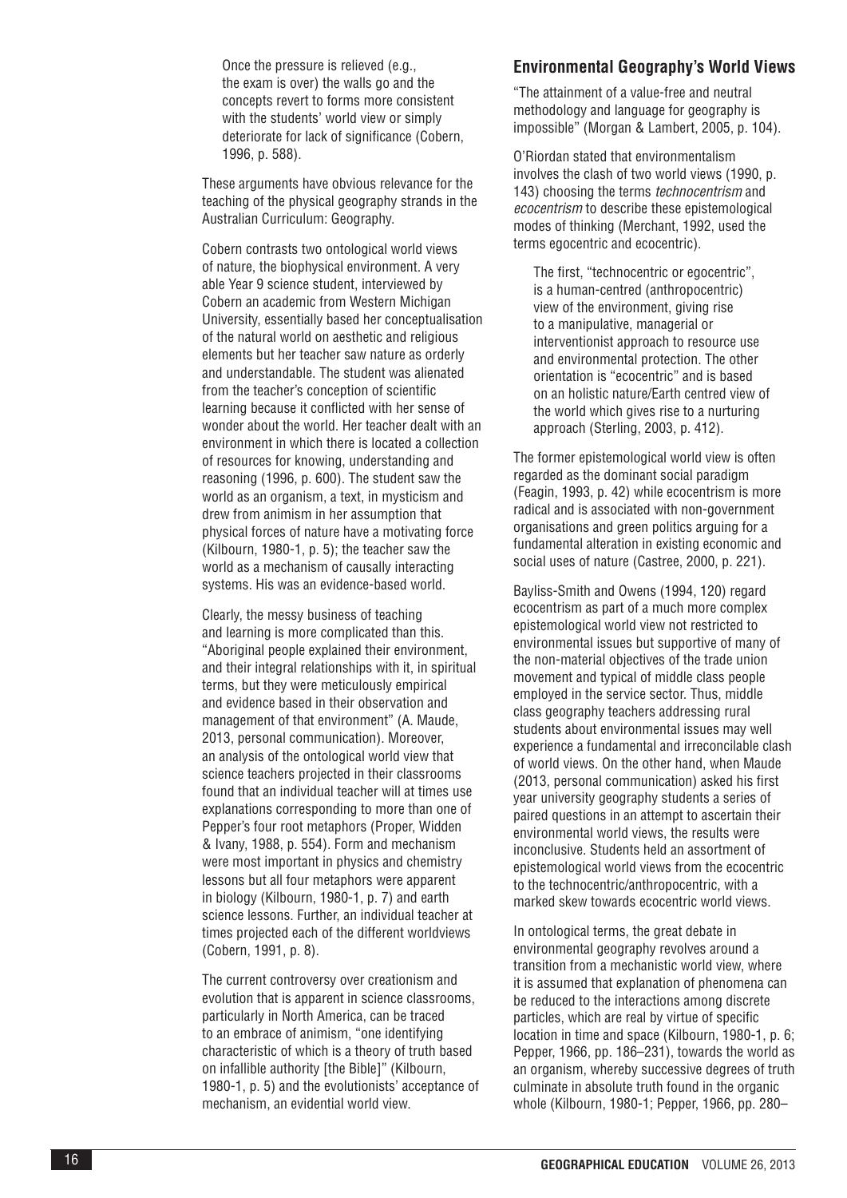> Once the pressure is relieved (e.g., the exam is over) the walls go and the concepts revert to forms more consistent with the students' world view or simply deteriorate for lack of significance (Cobern, 1996, p. 588).

These arguments have obvious relevance for the teaching of the physical geography strands in the Australian Curriculum: Geography.

Cobern contrasts two ontological world views of nature, the biophysical environment. A very able Year 9 science student, interviewed by Cobern an academic from Western Michigan University, essentially based her conceptualisation of the natural world on aesthetic and religious elements but her teacher saw nature as orderly and understandable. The student was alienated from the teacher's conception of scientific learning because it conflicted with her sense of wonder about the world. Her teacher dealt with an environment in which there is located a collection of resources for knowing, understanding and reasoning (1996, p. 600). The student saw the world as an organism, a text, in mysticism and drew from animism in her assumption that physical forces of nature have a motivating force (Kilbourn, 1980-1, p. 5); the teacher saw the world as a mechanism of causally interacting systems. His was an evidence-based world.

Clearly, the messy business of teaching and learning is more complicated than this. "Aboriginal people explained their environment, and their integral relationships with it, in spiritual terms, but they were meticulously empirical and evidence based in their observation and management of that environment" (A. Maude, 2013, personal communication). Moreover, an analysis of the ontological world view that science teachers projected in their classrooms found that an individual teacher will at times use explanations corresponding to more than one of Pepper's four root metaphors (Proper, Widden & Ivany, 1988, p. 554). Form and mechanism were most important in physics and chemistry lessons but all four metaphors were apparent in biology (Kilbourn, 1980-1, p. 7) and earth science lessons. Further, an individual teacher at times projected each of the different worldviews (Cobern, 1991, p. 8).

The current controversy over creationism and evolution that is apparent in science classrooms, particularly in North America, can be traced to an embrace of animism, "one identifying characteristic of which is a theory of truth based on infallible authority [the Bible]" (Kilbourn, 1980-1, p. 5) and the evolutionists' acceptance of mechanism, an evidential world view.

## Environmental Geography's World Views

"The attainment of a value-free and neutral methodology and language for geography is impossible" (Morgan & Lambert, 2005, p. 104).

O'Riordan stated that environmentalism involves the clash of two world views (1990, p. 143) choosing the terms *technocentrism* and *ecocentrism* to describe these epistemological modes of thinking (Merchant, 1992, used the terms egocentric and ecocentric).

> The first, "technocentric or egocentric", is a human-centred (anthropocentric) view of the environment, giving rise to a manipulative, managerial or interventionist approach to resource use and environmental protection. The other orientation is "ecocentric" and is based on an holistic nature/Earth centred view of the world which gives rise to a nurturing approach (Sterling, 2003, p. 412).

The former epistemological world view is often regarded as the dominant social paradigm (Feagin, 1993, p. 42) while ecocentrism is more radical and is associated with non-government organisations and green politics arguing for a fundamental alteration in existing economic and social uses of nature (Castree, 2000, p. 221).

Bayliss-Smith and Owens (1994, 120) regard ecocentrism as part of a much more complex epistemological world view not restricted to environmental issues but supportive of many of the non-material objectives of the trade union movement and typical of middle class people employed in the service sector. Thus, middle class geography teachers addressing rural students about environmental issues may well experience a fundamental and irreconcilable clash of world views. On the other hand, when Maude (2013, personal communication) asked his first year university geography students a series of paired questions in an attempt to ascertain their environmental world views, the results were inconclusive. Students held an assortment of epistemological world views from the ecocentric to the technocentric/anthropocentric, with a marked skew towards ecocentric world views.

In ontological terms, the great debate in environmental geography revolves around a transition from a mechanistic world view, where it is assumed that explanation of phenomena can be reduced to the interactions among discrete particles, which are real by virtue of specific location in time and space (Kilbourn, 1980-1, p. 6; Pepper, 1966, pp. 186–231), towards the world as an organism, whereby successive degrees of truth culminate in absolute truth found in the organic whole (Kilbourn, 1980-1; Pepper, 1966, pp. 280–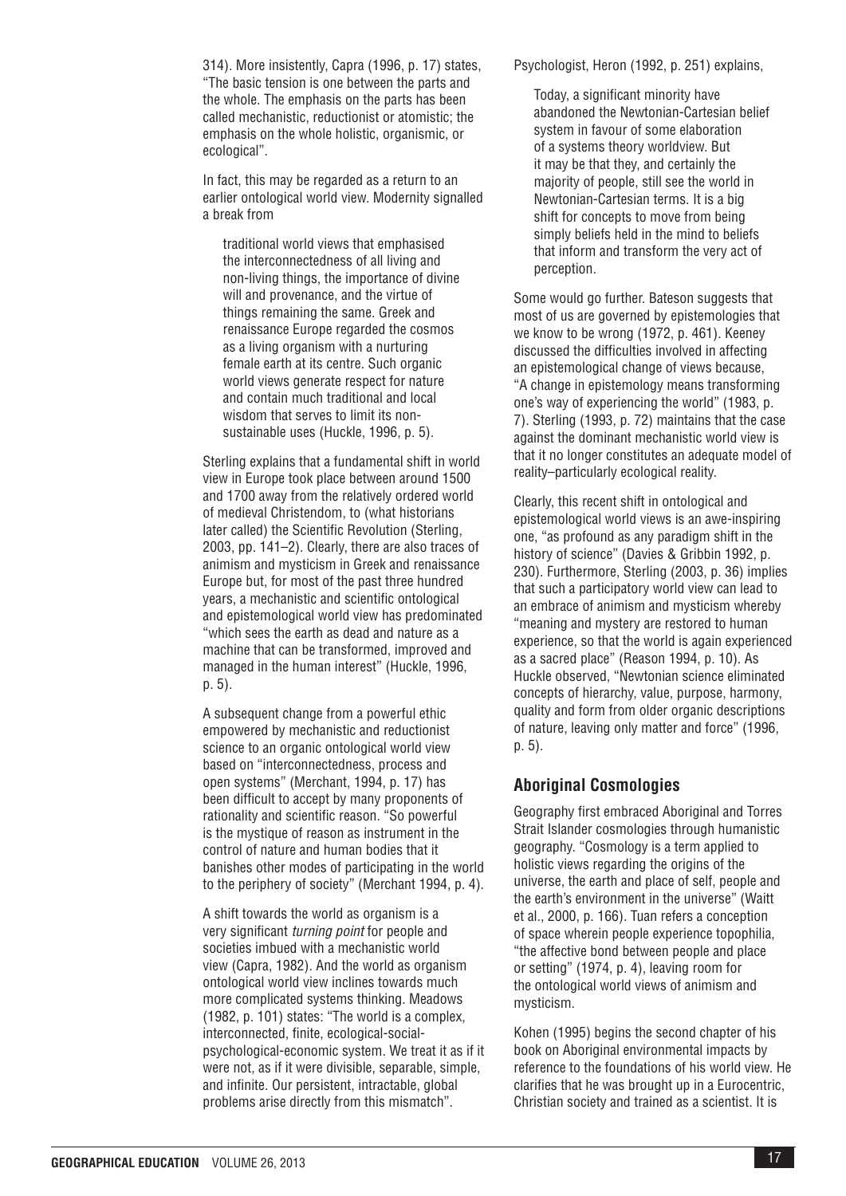314). More insistently, Capra (1996, p. 17) states, "The basic tension is one between the parts and the whole. The emphasis on the parts has been called mechanistic, reductionist or atomistic; the emphasis on the whole holistic, organismic, or ecological".

In fact, this may be regarded as a return to an earlier ontological world view. Modernity signalled a break from

> traditional world views that emphasised the interconnectedness of all living and non-living things, the importance of divine will and provenance, and the virtue of things remaining the same. Greek and renaissance Europe regarded the cosmos as a living organism with a nurturing female earth at its centre. Such organic world views generate respect for nature and contain much traditional and local wisdom that serves to limit its non-sustainable uses (Huckle, 1996, p. 5).

Sterling explains that a fundamental shift in world view in Europe took place between around 1500 and 1700 away from the relatively ordered world of medieval Christendom, to (what historians later called) the Scientific Revolution (Sterling, 2003, pp. 141–2). Clearly, there are also traces of animism and mysticism in Greek and renaissance Europe but, for most of the past three hundred years, a mechanistic and scientific ontological and epistemological world view has predominated "which sees the earth as dead and nature as a machine that can be transformed, improved and managed in the human interest" (Huckle, 1996, p. 5).

A subsequent change from a powerful ethic empowered by mechanistic and reductionist science to an organic ontological world view based on "interconnectedness, process and open systems" (Merchant, 1994, p. 17) has been difficult to accept by many proponents of rationality and scientific reason. "So powerful is the mystique of reason as instrument in the control of nature and human bodies that it banishes other modes of participating in the world to the periphery of society" (Merchant 1994, p. 4).

A shift towards the world as organism is a very significant *turning point* for people and societies imbued with a mechanistic world view (Capra, 1982). And the world as organism ontological world view inclines towards much more complicated systems thinking. Meadows (1982, p. 101) states: "The world is a complex, interconnected, finite, ecological-social-psychological-economic system. We treat it as if it were not, as if it were divisible, separable, simple, and infinite. Our persistent, intractable, global problems arise directly from this mismatch".

Psychologist, Heron (1992, p. 251) explains,

> Today, a significant minority have abandoned the Newtonian-Cartesian belief system in favour of some elaboration of a systems theory worldview. But it may be that they, and certainly the majority of people, still see the world in Newtonian-Cartesian terms. It is a big shift for concepts to move from being simply beliefs held in the mind to beliefs that inform and transform the very act of perception.

Some would go further. Bateson suggests that most of us are governed by epistemologies that we know to be wrong (1972, p. 461). Keeney discussed the difficulties involved in affecting an epistemological change of views because, "A change in epistemology means transforming one's way of experiencing the world" (1983, p. 7). Sterling (1993, p. 72) maintains that the case against the dominant mechanistic world view is that it no longer constitutes an adequate model of reality–particularly ecological reality.

Clearly, this recent shift in ontological and epistemological world views is an awe-inspiring one, "as profound as any paradigm shift in the history of science" (Davies & Gribbin 1992, p. 230). Furthermore, Sterling (2003, p. 36) implies that such a participatory world view can lead to an embrace of animism and mysticism whereby "meaning and mystery are restored to human experience, so that the world is again experienced as a sacred place" (Reason 1994, p. 10). As Huckle observed, "Newtonian science eliminated concepts of hierarchy, value, purpose, harmony, quality and form from older organic descriptions of nature, leaving only matter and force" (1996, p. 5).

## Aboriginal Cosmologies

Geography first embraced Aboriginal and Torres Strait Islander cosmologies through humanistic geography. "Cosmology is a term applied to holistic views regarding the origins of the universe, the earth and place of self, people and the earth's environment in the universe" (Waitt et al., 2000, p. 166). Tuan refers a conception of space wherein people experience topophilia, "the affective bond between people and place or setting" (1974, p. 4), leaving room for the ontological world views of animism and mysticism.

Kohen (1995) begins the second chapter of his book on Aboriginal environmental impacts by reference to the foundations of his world view. He clarifies that he was brought up in a Eurocentric, Christian society and trained as a scientist. It is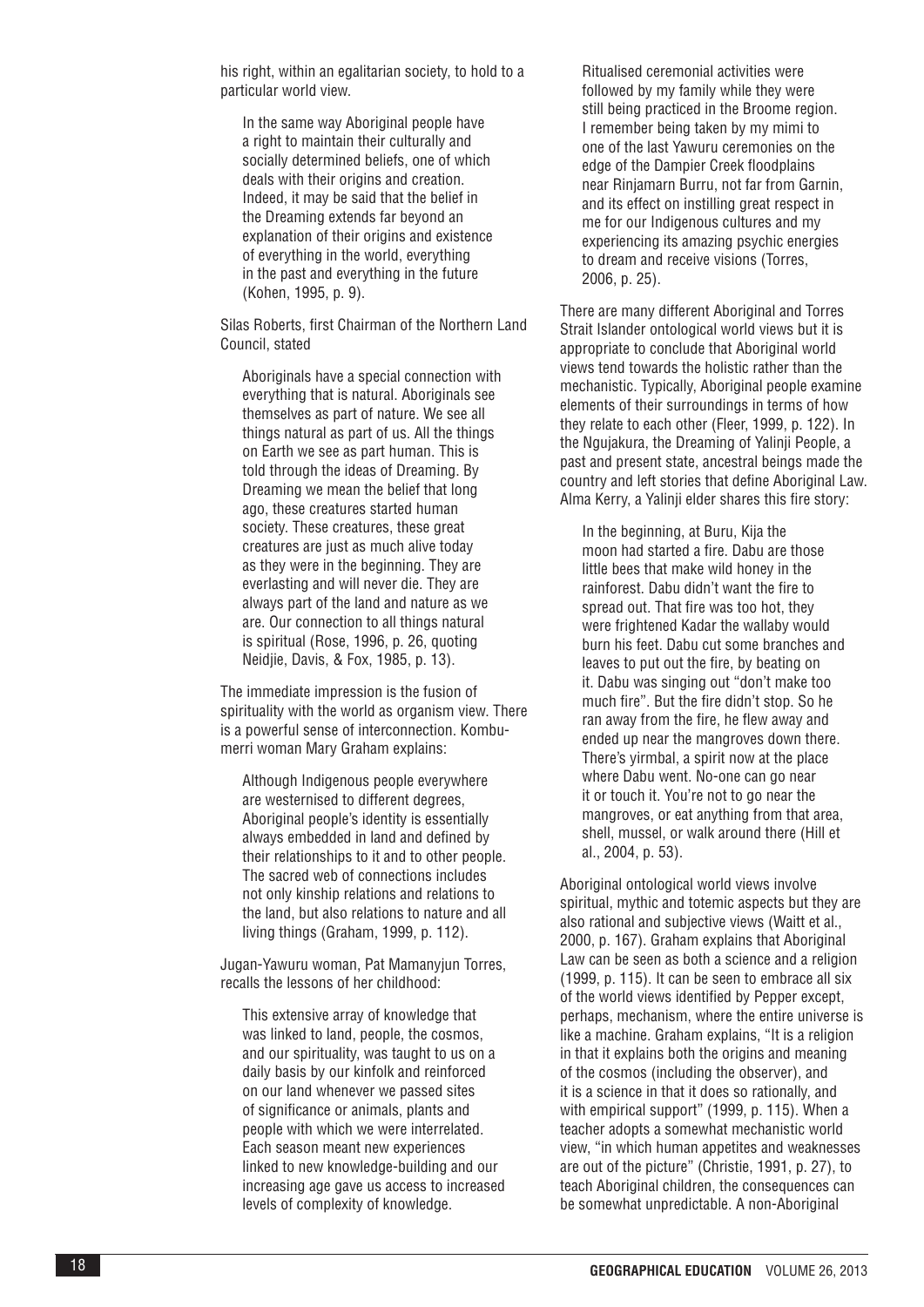his right, within an egalitarian society, to hold to a particular world view.

> In the same way Aboriginal people have a right to maintain their culturally and socially determined beliefs, one of which deals with their origins and creation. Indeed, it may be said that the belief in the Dreaming extends far beyond an explanation of their origins and existence of everything in the world, everything in the past and everything in the future (Kohen, 1995, p. 9).

Silas Roberts, first Chairman of the Northern Land Council, stated

> Aboriginals have a special connection with everything that is natural. Aboriginals see themselves as part of nature. We see all things natural as part of us. All the things on Earth we see as part human. This is told through the ideas of Dreaming. By Dreaming we mean the belief that long ago, these creatures started human society. These creatures, these great creatures are just as much alive today as they were in the beginning. They are everlasting and will never die. They are always part of the land and nature as we are. Our connection to all things natural is spiritual (Rose, 1996, p. 26, quoting Neidjie, Davis, & Fox, 1985, p. 13).

The immediate impression is the fusion of spirituality with the world as organism view. There is a powerful sense of interconnection. Kombumerri woman Mary Graham explains:

> Although Indigenous people everywhere are westernised to different degrees, Aboriginal people's identity is essentially always embedded in land and defined by their relationships to it and to other people. The sacred web of connections includes not only kinship relations and relations to the land, but also relations to nature and all living things (Graham, 1999, p. 112).

Jugan-Yawuru woman, Pat Mamanyjun Torres, recalls the lessons of her childhood:

> This extensive array of knowledge that was linked to land, people, the cosmos, and our spirituality, was taught to us on a daily basis by our kinfolk and reinforced on our land whenever we passed sites of significance or animals, plants and people with which we were interrelated. Each season meant new experiences linked to new knowledge-building and our increasing age gave us access to increased levels of complexity of knowledge.
>
> Ritualised ceremonial activities were followed by my family while they were still being practiced in the Broome region. I remember being taken by my mimi to one of the last Yawuru ceremonies on the edge of the Dampier Creek floodplains near Rinjamarn Burru, not far from Garnin, and its effect on instilling great respect in me for our Indigenous cultures and my experiencing its amazing psychic energies to dream and receive visions (Torres, 2006, p. 25).

There are many different Aboriginal and Torres Strait Islander ontological world views but it is appropriate to conclude that Aboriginal world views tend towards the holistic rather than the mechanistic. Typically, Aboriginal people examine elements of their surroundings in terms of how they relate to each other (Fleer, 1999, p. 122). In the Ngujakura, the Dreaming of Yalinji People, a past and present state, ancestral beings made the country and left stories that define Aboriginal Law. Alma Kerry, a Yalinji elder shares this fire story:

> In the beginning, at Buru, Kija the moon had started a fire. Dabu are those little bees that make wild honey in the rainforest. Dabu didn't want the fire to spread out. That fire was too hot, they were frightened Kadar the wallaby would burn his feet. Dabu cut some branches and leaves to put out the fire, by beating on it. Dabu was singing out "don't make too much fire". But the fire didn't stop. So he ran away from the fire, he flew away and ended up near the mangroves down there. There's yirmbal, a spirit now at the place where Dabu went. No-one can go near it or touch it. You're not to go near the mangroves, or eat anything from that area, shell, mussel, or walk around there (Hill et al., 2004, p. 53).

Aboriginal ontological world views involve spiritual, mythic and totemic aspects but they are also rational and subjective views (Waitt et al., 2000, p. 167). Graham explains that Aboriginal Law can be seen as both a science and a religion (1999, p. 115). It can be seen to embrace all six of the world views identified by Pepper except, perhaps, mechanism, where the entire universe is like a machine. Graham explains, "It is a religion in that it explains both the origins and meaning of the cosmos (including the observer), and it is a science in that it does so rationally, and with empirical support" (1999, p. 115). When a teacher adopts a somewhat mechanistic world view, "in which human appetites and weaknesses are out of the picture" (Christie, 1991, p. 27), to teach Aboriginal children, the consequences can be somewhat unpredictable. A non-Aboriginal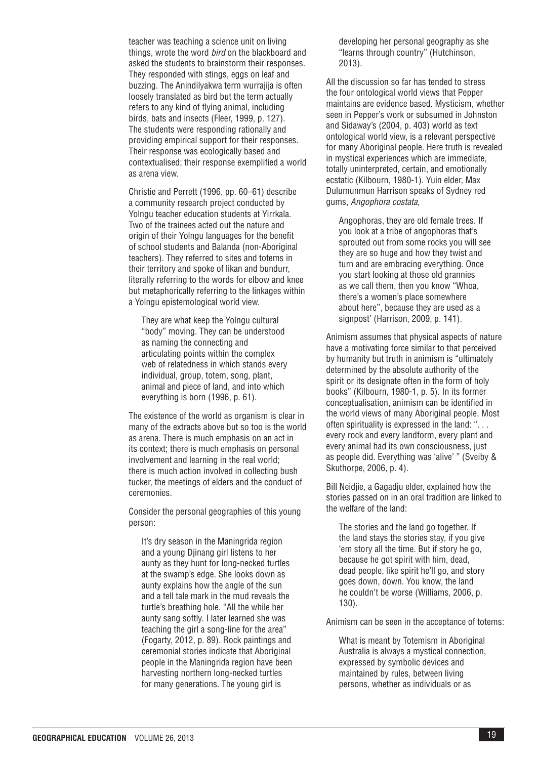teacher was teaching a science unit on living things, wrote the word *bird* on the blackboard and asked the students to brainstorm their responses. They responded with stings, eggs on leaf and buzzing. The Anindilyakwa term wurrajija is often loosely translated as bird but the term actually refers to any kind of flying animal, including birds, bats and insects (Fleer, 1999, p. 127). The students were responding rationally and providing empirical support for their responses. Their response was ecologically based and contextualised; their response exemplified a world as arena view.

Christie and Perrett (1996, pp. 60–61) describe a community research project conducted by Yolngu teacher education students at Yirrkala. Two of the trainees acted out the nature and origin of their Yolngu languages for the benefit of school students and Balanda (non-Aboriginal teachers). They referred to sites and totems in their territory and spoke of likan and bundurr, literally referring to the words for elbow and knee but metaphorically referring to the linkages within a Yolngu epistemological world view.

> They are what keep the Yolngu cultural "body" moving. They can be understood as naming the connecting and articulating points within the complex web of relatedness in which stands every individual, group, totem, song, plant, animal and piece of land, and into which everything is born (1996, p. 61).

The existence of the world as organism is clear in many of the extracts above but so too is the world as arena. There is much emphasis on an act in its context; there is much emphasis on personal involvement and learning in the real world; there is much action involved in collecting bush tucker, the meetings of elders and the conduct of ceremonies.

Consider the personal geographies of this young person:

> It's dry season in the Maningrida region and a young Djinang girl listens to her aunty as they hunt for long-necked turtles at the swamp's edge. She looks down as aunty explains how the angle of the sun and a tell tale mark in the mud reveals the turtle's breathing hole. "All the while her aunty sang softly. I later learned she was teaching the girl a song-line for the area" (Fogarty, 2012, p. 89). Rock paintings and ceremonial stories indicate that Aboriginal people in the Maningrida region have been harvesting northern long-necked turtles for many generations. The young girl is developing her personal geography as she "learns through country" (Hutchinson, 2013).

All the discussion so far has tended to stress the four ontological world views that Pepper maintains are evidence based. Mysticism, whether seen in Pepper's work or subsumed in Johnston and Sidaway's (2004, p. 403) world as text ontological world view, is a relevant perspective for many Aboriginal people. Here truth is revealed in mystical experiences which are immediate, totally uninterpreted, certain, and emotionally ecstatic (Kilbourn, 1980-1). Yuin elder, Max Dulumunmun Harrison speaks of Sydney red gums, *Angophora costata*,

> Angophoras, they are old female trees. If you look at a tribe of angophoras that's sprouted out from some rocks you will see they are so huge and how they twist and turn and are embracing everything. Once you start looking at those old grannies as we call them, then you know "Whoa, there's a women's place somewhere about here", because they are used as a signpost' (Harrison, 2009, p. 141).

Animism assumes that physical aspects of nature have a motivating force similar to that perceived by humanity but truth in animism is "ultimately determined by the absolute authority of the spirit or its designate often in the form of holy books" (Kilbourn, 1980-1, p. 5). In its former conceptualisation, animism can be identified in the world views of many Aboriginal people. Most often spirituality is expressed in the land: ". . . every rock and every landform, every plant and every animal had its own consciousness, just as people did. Everything was 'alive' " (Sveiby & Skuthorpe, 2006, p. 4).

Bill Neidjie, a Gagadju elder, explained how the stories passed on in an oral tradition are linked to the welfare of the land:

> The stories and the land go together. If the land stays the stories stay, if you give 'em story all the time. But if story he go, because he got spirit with him, dead, dead people, like spirit he'll go, and story goes down, down. You know, the land he couldn't be worse (Williams, 2006, p. 130).

Animism can be seen in the acceptance of totems:

> What is meant by Totemism in Aboriginal Australia is always a mystical connection, expressed by symbolic devices and maintained by rules, between living persons, whether as individuals or as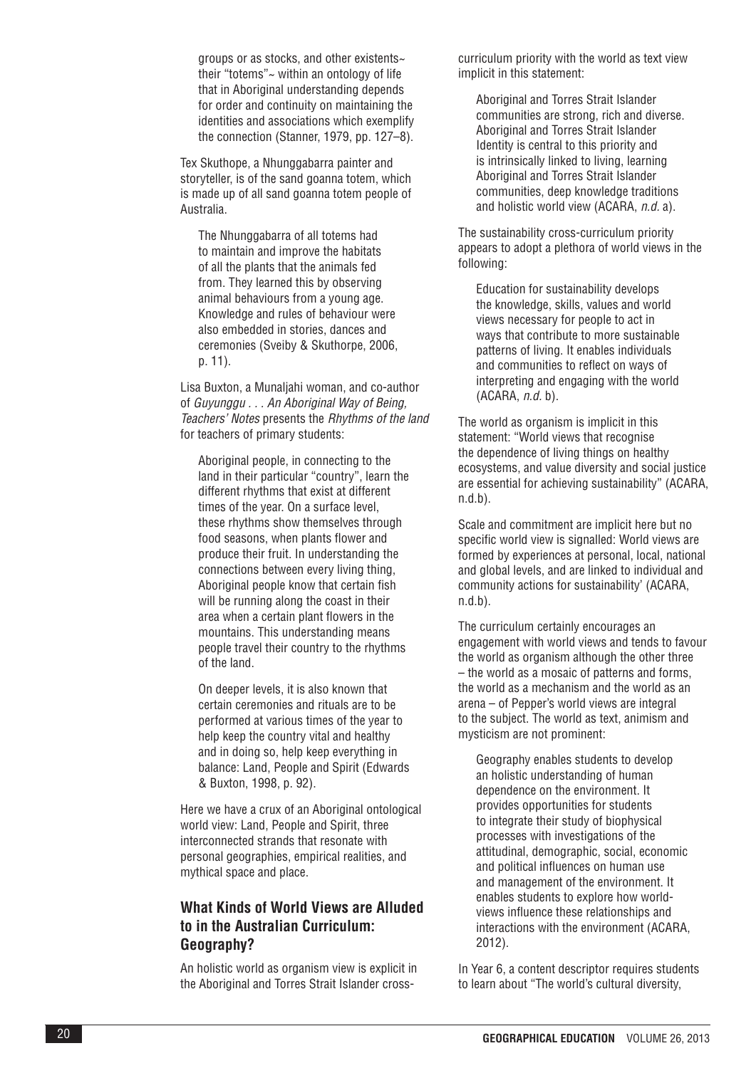groups or as stocks, and other existents~ their "totems"~ within an ontology of life that in Aboriginal understanding depends for order and continuity on maintaining the identities and associations which exemplify the connection (Stanner, 1979, pp. 127–8).

Tex Skuthope, a Nhunggabarra painter and storyteller, is of the sand goanna totem, which is made up of all sand goanna totem people of Australia.

> The Nhunggabarra of all totems had to maintain and improve the habitats of all the plants that the animals fed from. They learned this by observing animal behaviours from a young age. Knowledge and rules of behaviour were also embedded in stories, dances and ceremonies (Sveiby & Skuthorpe, 2006, p. 11).

Lisa Buxton, a Munaljahi woman, and co-author of *Guyunggu . . . An Aboriginal Way of Being, Teachers' Notes* presents the *Rhythms of the land* for teachers of primary students:

> Aboriginal people, in connecting to the land in their particular "country", learn the different rhythms that exist at different times of the year. On a surface level, these rhythms show themselves through food seasons, when plants flower and produce their fruit. In understanding the connections between every living thing, Aboriginal people know that certain fish will be running along the coast in their area when a certain plant flowers in the mountains. This understanding means people travel their country to the rhythms of the land.
>
> On deeper levels, it is also known that certain ceremonies and rituals are to be performed at various times of the year to help keep the country vital and healthy and in doing so, help keep everything in balance: Land, People and Spirit (Edwards & Buxton, 1998, p. 92).

Here we have a crux of an Aboriginal ontological world view: Land, People and Spirit, three interconnected strands that resonate with personal geographies, empirical realities, and mythical space and place.

## What Kinds of World Views are Alluded to in the Australian Curriculum: Geography?

An holistic world as organism view is explicit in the Aboriginal and Torres Strait Islander cross-curriculum priority with the world as text view implicit in this statement:

> Aboriginal and Torres Strait Islander communities are strong, rich and diverse. Aboriginal and Torres Strait Islander Identity is central to this priority and is intrinsically linked to living, learning Aboriginal and Torres Strait Islander communities, deep knowledge traditions and holistic world view (ACARA, *n.d.* a).

The sustainability cross-curriculum priority appears to adopt a plethora of world views in the following:

> Education for sustainability develops the knowledge, skills, values and world views necessary for people to act in ways that contribute to more sustainable patterns of living. It enables individuals and communities to reflect on ways of interpreting and engaging with the world (ACARA, *n.d.* b).

The world as organism is implicit in this statement: "World views that recognise the dependence of living things on healthy ecosystems, and value diversity and social justice are essential for achieving sustainability" (ACARA, n.d.b).

Scale and commitment are implicit here but no specific world view is signalled: World views are formed by experiences at personal, local, national and global levels, and are linked to individual and community actions for sustainability' (ACARA, n.d.b).

The curriculum certainly encourages an engagement with world views and tends to favour the world as organism although the other three – the world as a mosaic of patterns and forms, the world as a mechanism and the world as an arena – of Pepper's world views are integral to the subject. The world as text, animism and mysticism are not prominent:

> Geography enables students to develop an holistic understanding of human dependence on the environment. It provides opportunities for students to integrate their study of biophysical processes with investigations of the attitudinal, demographic, social, economic and political influences on human use and management of the environment. It enables students to explore how world-views influence these relationships and interactions with the environment (ACARA, 2012).

In Year 6, a content descriptor requires students to learn about "The world's cultural diversity,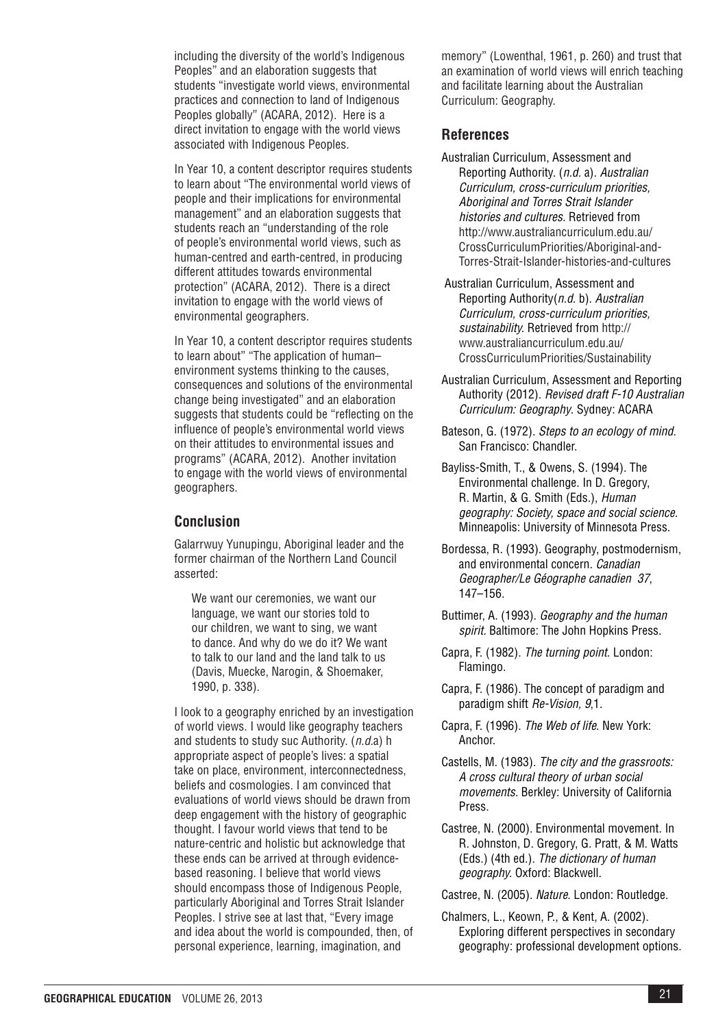including the diversity of the world's Indigenous Peoples" and an elaboration suggests that students "investigate world views, environmental practices and connection to land of Indigenous Peoples globally" (ACARA, 2012). Here is a direct invitation to engage with the world views associated with Indigenous Peoples.

In Year 10, a content descriptor requires students to learn about "The environmental world views of people and their implications for environmental management" and an elaboration suggests that students reach an "understanding of the role of people's environmental world views, such as human-centred and earth-centred, in producing different attitudes towards environmental protection" (ACARA, 2012). There is a direct invitation to engage with the world views of environmental geographers.

In Year 10, a content descriptor requires students to learn about" "The application of human–environment systems thinking to the causes, consequences and solutions of the environmental change being investigated" and an elaboration suggests that students could be "reflecting on the influence of people's environmental world views on their attitudes to environmental issues and programs" (ACARA, 2012). Another invitation to engage with the world views of environmental geographers.

## Conclusion

Galarrwuy Yunupingu, Aboriginal leader and the former chairman of the Northern Land Council asserted:

> We want our ceremonies, we want our language, we want our stories told to our children, we want to sing, we want to dance. And why do we do it? We want to talk to our land and the land talk to us (Davis, Muecke, Narogin, & Shoemaker, 1990, p. 338).

I look to a geography enriched by an investigation of world views. I would like geography teachers and students to study suc Authority. (*n.d.*a) h appropriate aspect of people's lives: a spatial take on place, environment, interconnectedness, beliefs and cosmologies. I am convinced that evaluations of world views should be drawn from deep engagement with the history of geographic thought. I favour world views that tend to be nature-centric and holistic but acknowledge that these ends can be arrived at through evidence-based reasoning. I believe that world views should encompass those of Indigenous People, particularly Aboriginal and Torres Strait Islander Peoples. I strive see at last that, "Every image and idea about the world is compounded, then, of personal experience, learning, imagination, and memory" (Lowenthal, 1961, p. 260) and trust that an examination of world views will enrich teaching and facilitate learning about the Australian Curriculum: Geography.

## References

Australian Curriculum, Assessment and Reporting Authority. (*n.d.* a). *Australian Curriculum, cross-curriculum priorities, Aboriginal and Torres Strait Islander histories and cultures.* Retrieved from http://www.australiancurriculum.edu.au/CrossCurriculumPriorities/Aboriginal-and-Torres-Strait-Islander-histories-and-cultures

Australian Curriculum, Assessment and Reporting Authority(*n.d.* b). *Australian Curriculum, cross-curriculum priorities, sustainability.* Retrieved from http://www.australiancurriculum.edu.au/CrossCurriculumPriorities/Sustainability

Australian Curriculum, Assessment and Reporting Authority (2012). *Revised draft F-10 Australian Curriculum: Geography*. Sydney: ACARA

Bateson, G. (1972). *Steps to an ecology of mind.* San Francisco: Chandler.

Bayliss-Smith, T., & Owens, S. (1994). The Environmental challenge. In D. Gregory, R. Martin, & G. Smith (Eds.), *Human geography: Society, space and social science.* Minneapolis: University of Minnesota Press.

Bordessa, R. (1993). Geography, postmodernism, and environmental concern. *Canadian Geographer/Le Géographe canadien 37*, 147–156.

Buttimer, A. (1993). *Geography and the human spirit.* Baltimore: The John Hopkins Press.

Capra, F. (1982). *The turning point*. London: Flamingo.

Capra, F. (1986). The concept of paradigm and paradigm shift *Re-Vision, 9*,1.

Capra, F. (1996). *The Web of life*. New York: Anchor.

Castells, M. (1983). *The city and the grassroots: A cross cultural theory of urban social movements*. Berkley: University of California Press.

Castree, N. (2000). Environmental movement. In R. Johnston, D. Gregory, G. Pratt, & M. Watts (Eds.) (4th ed.). *The dictionary of human geography.* Oxford: Blackwell.

Castree, N. (2005). *Nature*. London: Routledge.

Chalmers, L., Keown, P., & Kent, A. (2002). Exploring different perspectives in secondary geography: professional development options.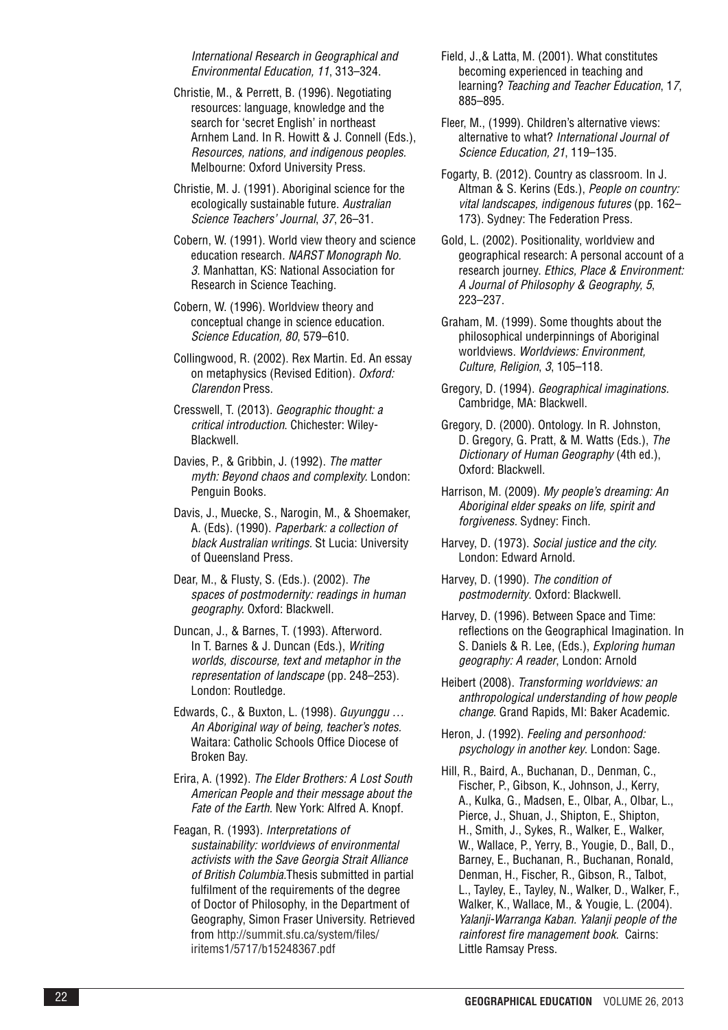*International Research in Geographical and Environmental Education, 11*, 313–324.

Christie, M., & Perrett, B. (1996). Negotiating resources: language, knowledge and the search for 'secret English' in northeast Arnhem Land. In R. Howitt & J. Connell (Eds.), *Resources, nations, and indigenous peoples*. Melbourne: Oxford University Press.

Christie, M. J. (1991). Aboriginal science for the ecologically sustainable future. *Australian Science Teachers' Journal*, *37*, 26–31.

Cobern, W. (1991). World view theory and science education research. *NARST Monograph No. 3*. Manhattan, KS: National Association for Research in Science Teaching.

Cobern, W. (1996). Worldview theory and conceptual change in science education. *Science Education, 80*, 579–610.

Collingwood, R. (2002). Rex Martin. Ed. An essay on metaphysics (Revised Edition). *Oxford: Clarendon* Press.

Cresswell, T. (2013). *Geographic thought: a critical introduction*. Chichester: Wiley-Blackwell.

Davies, P., & Gribbin, J. (1992). *The matter myth: Beyond chaos and complexity*. London: Penguin Books.

Davis, J., Muecke, S., Narogin, M., & Shoemaker, A. (Eds). (1990). *Paperbark: a collection of black Australian writings*. St Lucia: University of Queensland Press.

Dear, M., & Flusty, S. (Eds.). (2002). *The spaces of postmodernity: readings in human geography*. Oxford: Blackwell.

Duncan, J., & Barnes, T. (1993). Afterword. In T. Barnes & J. Duncan (Eds.), *Writing worlds, discourse, text and metaphor in the representation of landscape* (pp. 248–253). London: Routledge.

Edwards, C., & Buxton, L. (1998). *Guyunggu … An Aboriginal way of being, teacher's notes*. Waitara: Catholic Schools Office Diocese of Broken Bay.

Erira, A. (1992). *The Elder Brothers: A Lost South American People and their message about the Fate of the Earth*. New York: Alfred A. Knopf.

Feagan, R. (1993). *Interpretations of sustainability: worldviews of environmental activists with the Save Georgia Strait Alliance of British Columbia.*Thesis submitted in partial fulfilment of the requirements of the degree of Doctor of Philosophy, in the Department of Geography, Simon Fraser University. Retrieved from http://summit.sfu.ca/system/files/iritems1/5717/b15248367.pdf

Field, J.,& Latta, M. (2001). What constitutes becoming experienced in teaching and learning? *Teaching and Teacher Education*, 1*7*, 885–895.

Fleer, M., (1999). Children's alternative views: alternative to what? *International Journal of Science Education, 21*, 119–135.

Fogarty, B. (2012). Country as classroom. In J. Altman & S. Kerins (Eds.), *People on country: vital landscapes, indigenous futures* (pp. 162–173). Sydney: The Federation Press.

Gold, L. (2002). Positionality, worldview and geographical research: A personal account of a research journey. *Ethics, Place & Environment: A Journal of Philosophy & Geography, 5*, 223–237.

Graham, M. (1999). Some thoughts about the philosophical underpinnings of Aboriginal worldviews. *Worldviews: Environment, Culture, Religion*, *3*, 105–118.

Gregory, D. (1994). *Geographical imaginations.* Cambridge, MA: Blackwell.

Gregory, D. (2000). Ontology. In R. Johnston, D. Gregory, G. Pratt, & M. Watts (Eds.), *The Dictionary of Human Geography* (4th ed.), Oxford: Blackwell.

Harrison, M. (2009). *My people's dreaming: An Aboriginal elder speaks on life, spirit and forgiveness.* Sydney: Finch.

Harvey, D. (1973). *Social justice and the city.* London: Edward Arnold.

Harvey, D. (1990). *The condition of postmodernity*. Oxford: Blackwell.

Harvey, D. (1996). Between Space and Time: reflections on the Geographical Imagination. In S. Daniels & R. Lee, (Eds.), *Exploring human geography: A reader*, London: Arnold

Heibert (2008). *Transforming worldviews: an anthropological understanding of how people change*. Grand Rapids, MI: Baker Academic.

Heron, J. (1992). *Feeling and personhood: psychology in another key*. London: Sage.

Hill, R., Baird, A., Buchanan, D., Denman, C., Fischer, P., Gibson, K., Johnson, J., Kerry, A., Kulka, G., Madsen, E., Olbar, A., Olbar, L., Pierce, J., Shuan, J., Shipton, E., Shipton, H., Smith, J., Sykes, R., Walker, E., Walker, W., Wallace, P., Yerry, B., Yougie, D., Ball, D., Barney, E., Buchanan, R., Buchanan, Ronald, Denman, H., Fischer, R., Gibson, R., Talbot, L., Tayley, E., Tayley, N., Walker, D., Walker, F., Walker, K., Wallace, M., & Yougie, L. (2004). *Yalanji-Warranga Kaban. Yalanji people of the rainforest fire management book*. Cairns: Little Ramsay Press.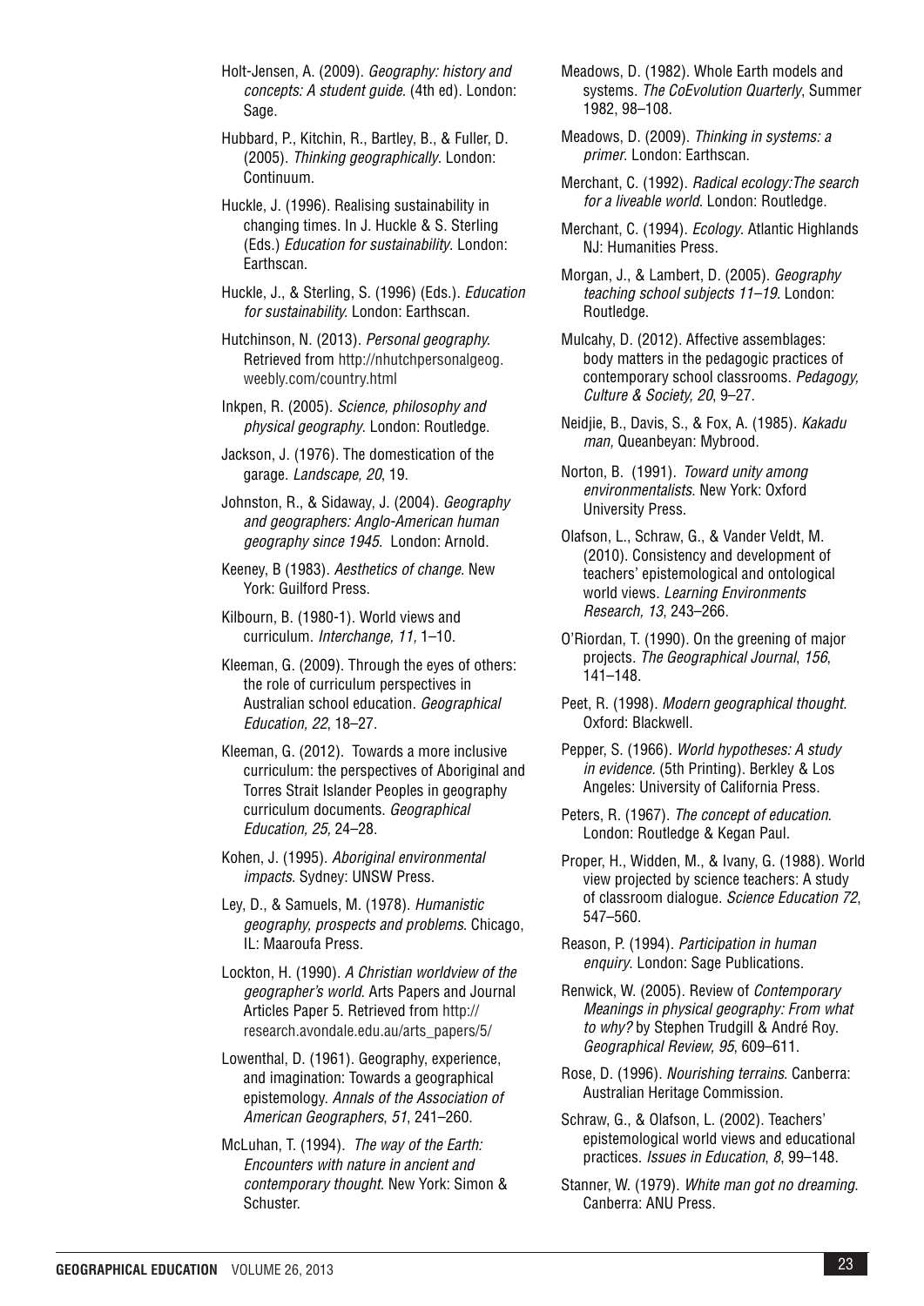Holt-Jensen, A. (2009). *Geography: history and concepts: A student guide*. (4th ed). London: Sage.

Hubbard, P., Kitchin, R., Bartley, B., & Fuller, D. (2005). *Thinking geographically*. London: Continuum.

Huckle, J. (1996). Realising sustainability in changing times. In J. Huckle & S. Sterling (Eds.) *Education for sustainability*. London: Earthscan.

Huckle, J., & Sterling, S. (1996) (Eds.). *Education for sustainability*. London: Earthscan.

Hutchinson, N. (2013). *Personal geography*. Retrieved from http://nhutchpersonalgeog.weebly.com/country.html

Inkpen, R. (2005). *Science, philosophy and physical geography*. London: Routledge.

Jackson, J. (1976). The domestication of the garage. *Landscape, 20*, 19.

Johnston, R., & Sidaway, J. (2004). *Geography and geographers: Anglo-American human geography since 1945*. London: Arnold.

Keeney, B (1983). *Aesthetics of change*. New York: Guilford Press.

Kilbourn, B. (1980-1). World views and curriculum. *Interchange, 11,* 1–10.

Kleeman, G. (2009). Through the eyes of others: the role of curriculum perspectives in Australian school education. *Geographical Education, 22*, 18–27.

Kleeman, G. (2012). Towards a more inclusive curriculum: the perspectives of Aboriginal and Torres Strait Islander Peoples in geography curriculum documents. *Geographical Education, 25,* 24–28.

Kohen, J. (1995). *Aboriginal environmental impacts*. Sydney: UNSW Press.

Ley, D., & Samuels, M. (1978). *Humanistic geography, prospects and problems*. Chicago, IL: Maaroufa Press.

Lockton, H. (1990). *A Christian worldview of the geographer's world*. Arts Papers and Journal Articles Paper 5. Retrieved from http://research.avondale.edu.au/arts_papers/5/

Lowenthal, D. (1961). Geography, experience, and imagination: Towards a geographical epistemology. *Annals of the Association of American Geographers*, *51*, 241–260.

McLuhan, T. (1994). *The way of the Earth: Encounters with nature in ancient and contemporary thought*. New York: Simon & Schuster.

Meadows, D. (1982). Whole Earth models and systems. *The CoEvolution Quarterly*, Summer 1982, 98–108.

Meadows, D. (2009). *Thinking in systems: a primer*. London: Earthscan.

Merchant, C. (1992). *Radical ecology:The search for a liveable world*. London: Routledge.

Merchant, C. (1994). *Ecology*. Atlantic Highlands NJ: Humanities Press.

Morgan, J., & Lambert, D. (2005). *Geography teaching school subjects 11–19*. London: Routledge.

Mulcahy, D. (2012). Affective assemblages: body matters in the pedagogic practices of contemporary school classrooms. *Pedagogy, Culture & Society, 20*, 9–27.

Neidjie, B., Davis, S., & Fox, A. (1985). *Kakadu man,* Queanbeyan: Mybrood.

Norton, B. (1991). *Toward unity among environmentalists*. New York: Oxford University Press.

Olafson, L., Schraw, G., & Vander Veldt, M. (2010). Consistency and development of teachers' epistemological and ontological world views. *Learning Environments Research, 13*, 243–266.

O'Riordan, T. (1990). On the greening of major projects. *The Geographical Journal*, *156*, 141–148.

Peet, R. (1998). *Modern geographical thought*. Oxford: Blackwell.

Pepper, S. (1966). *World hypotheses: A study in evidence.* (5th Printing). Berkley & Los Angeles: University of California Press.

Peters, R. (1967). *The concept of education*. London: Routledge & Kegan Paul.

Proper, H., Widden, M., & Ivany, G. (1988). World view projected by science teachers: A study of classroom dialogue. *Science Education 72*, 547–560.

Reason, P. (1994). *Participation in human enquiry*. London: Sage Publications.

Renwick, W. (2005). Review of *Contemporary Meanings in physical geography: From what to why?* by Stephen Trudgill & André Roy. *Geographical Review, 95*, 609–611.

Rose, D. (1996). *Nourishing terrains*. Canberra: Australian Heritage Commission.

Schraw, G., & Olafson, L. (2002). Teachers' epistemological world views and educational practices. *Issues in Education*, *8*, 99–148.

Stanner, W. (1979). *White man got no dreaming*. Canberra: ANU Press.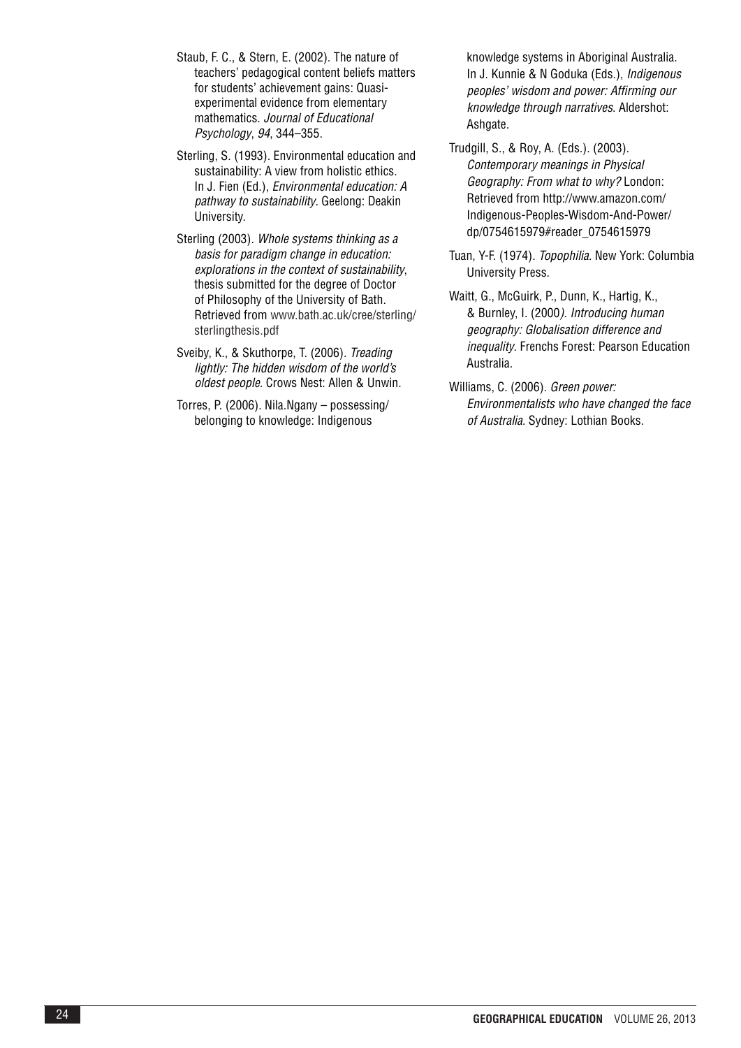Staub, F. C., & Stern, E. (2002). The nature of teachers' pedagogical content beliefs matters for students' achievement gains: Quasi-experimental evidence from elementary mathematics. *Journal of Educational Psychology*, *94*, 344–355.

Sterling, S. (1993). Environmental education and sustainability: A view from holistic ethics. In J. Fien (Ed.), *Environmental education: A pathway to sustainability*. Geelong: Deakin University.

Sterling (2003). *Whole systems thinking as a basis for paradigm change in education: explorations in the context of sustainability*, thesis submitted for the degree of Doctor of Philosophy of the University of Bath. Retrieved from www.bath.ac.uk/cree/sterling/sterlingthesis.pdf

Sveiby, K., & Skuthorpe, T. (2006). *Treading lightly: The hidden wisdom of the world's oldest people.* Crows Nest: Allen & Unwin.

Torres, P. (2006). Nila.Ngany – possessing/belonging to knowledge: Indigenous knowledge systems in Aboriginal Australia. In J. Kunnie & N Goduka (Eds.), *Indigenous peoples' wisdom and power: Affirming our knowledge through narratives*. Aldershot: Ashgate.

Trudgill, S., & Roy, A. (Eds.). (2003). *Contemporary meanings in Physical Geography: From what to why?* London: Retrieved from http://www.amazon.com/Indigenous-Peoples-Wisdom-And-Power/dp/0754615979#reader_0754615979

Tuan, Y-F. (1974). *Topophilia*. New York: Columbia University Press.

Waitt, G., McGuirk, P., Dunn, K., Hartig, K., & Burnley, I. (2000*). Introducing human geography: Globalisation difference and inequality*. Frenchs Forest: Pearson Education Australia.

Williams, C. (2006). *Green power: Environmentalists who have changed the face of Australia*. Sydney: Lothian Books.